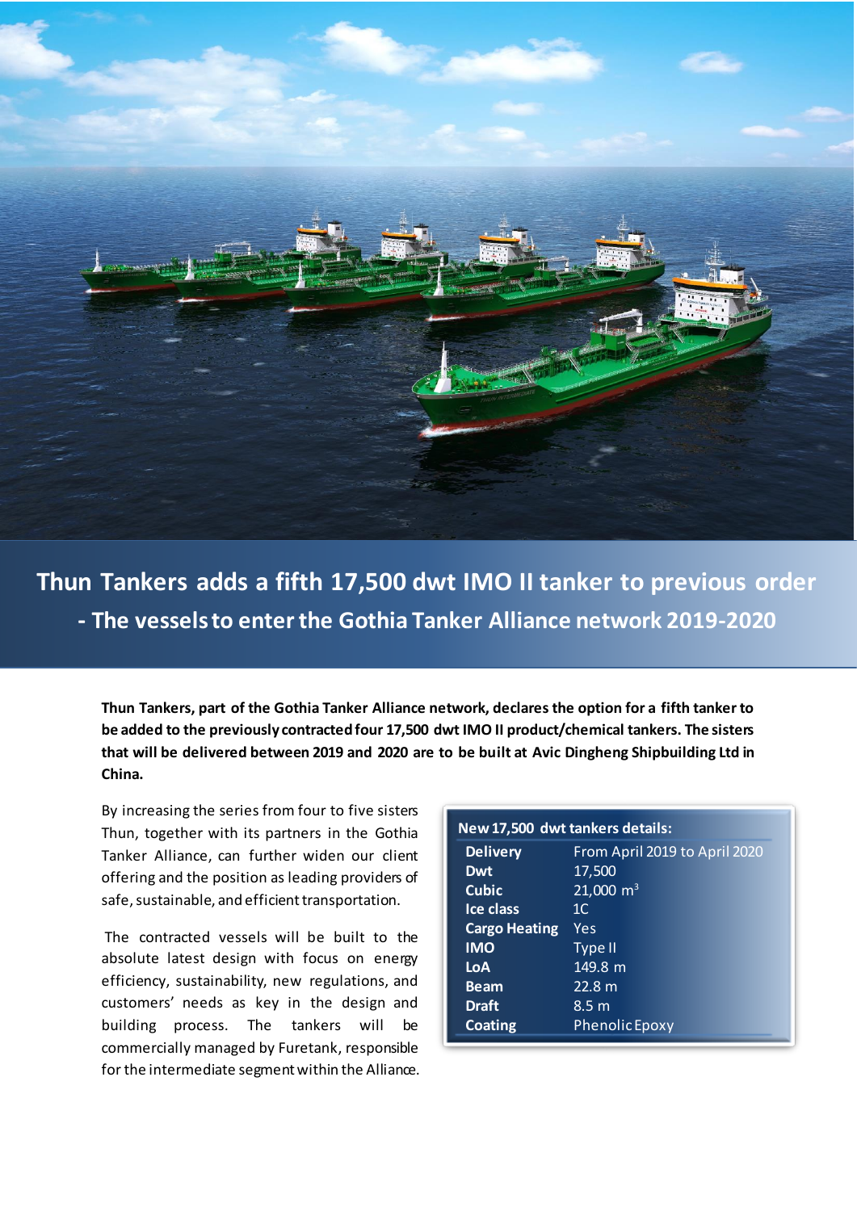# Thun Tankers adds a fifth 17,500 dwt IMO II tanker to previous order

## - The vessels to enter the Gothia Tanker Alliance network 2019-2020

**Thun Tankers, part of the Gothia Tanker Alliance network, declares the option for a fifth tanker to be added to the previously contracted four 17,500 dwt IMO II product/chemical tankers. The sisters that will be delivered between 2019 and 2020 are to be built at Avic Dingheng Shipbuilding Ltd in China.**

By increasing the series from four to five sisters Thun, together with its partners in the Gothia Tanker Alliance, can further widen our client offering and the position as leading providers of safe, sustainable, and efficient transportation.

The contracted vessels will be built to the absolute latest design with focus on energy efficiency, sustainability, new regulations, and customers' needs as key in the design and building process. The tankers will be commercially managed by Furetank, responsible for the intermediate segment within the Alliance.

**New 17,500 dwt tankers details:**

| | |
|---|---|
| **Delivery** | From April 2019 to April 2020 |
| **Dwt** | 17,500 |
| **Cubic** | 21,000 $m^3$ |
| **Ice class** | 1C |
| **Cargo Heating** | Yes |
| **IMO** | Type II |
| **LoA** | 149.8 m |
| **Beam** | 22.8 m |
| **Draft** | 8.5 m |
| **Coating** | Phenolic Epoxy |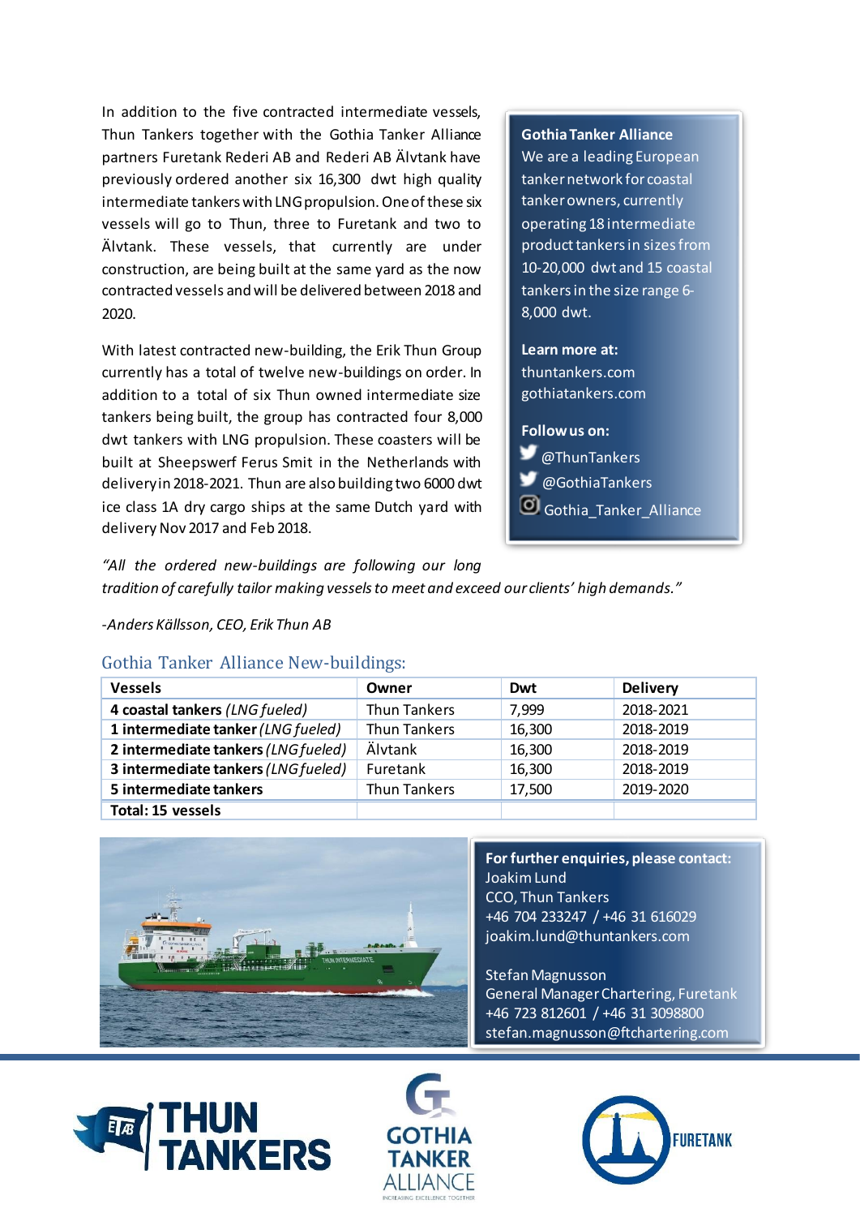In addition to the five contracted intermediate vessels, Thun Tankers together with the Gothia Tanker Alliance partners Furetank Rederi AB and Rederi AB Älvtank have previously ordered another six 16,300 dwt high quality intermediate tankers with LNG propulsion. One of these six vessels will go to Thun, three to Furetank and two to Älvtank. These vessels, that currently are under construction, are being built at the same yard as the now contracted vessels and will be delivered between 2018 and 2020.

With latest contracted new-building, the Erik Thun Group currently has a total of twelve new-buildings on order. In addition to a total of six Thun owned intermediate size tankers being built, the group has contracted four 8,000 dwt tankers with LNG propulsion. These coasters will be built at Sheepswerf Ferus Smit in the Netherlands with delivery in 2018-2021. Thun are also building two 6000 dwt ice class 1A dry cargo ships at the same Dutch yard with delivery Nov 2017 and Feb 2018.

**Gothia Tanker Alliance**
We are a leading European tanker network for coastal tanker owners, currently operating 18 intermediate product tankers in sizes from 10-20,000 dwt and 15 coastal tankers in the size range 6-8,000 dwt.

**Learn more at:**
thuntankers.com
gothiatankers.com

**Follow us on:**
@ThunTankers
@GothiaTankers
Gothia_Tanker_Alliance

*"All the ordered new-buildings are following our long tradition of carefully tailor making vessels to meet and exceed our clients' high demands."*

*-Anders Källsson, CEO, Erik Thun AB*

## Gothia Tanker Alliance New-buildings:

| Vessels | Owner | Dwt | Delivery |
|---|---|---|---|
| **4 coastal tankers** *(LNG fueled)* | Thun Tankers | 7,999 | 2018-2021 |
| **1 intermediate tanker** *(LNG fueled)* | Thun Tankers | 16,300 | 2018-2019 |
| **2 intermediate tankers** *(LNG fueled)* | Älvtank | 16,300 | 2018-2019 |
| **3 intermediate tankers** *(LNG fueled)* | Furetank | 16,300 | 2018-2019 |
| **5 intermediate tankers** | Thun Tankers | 17,500 | 2019-2020 |
| **Total: 15 vessels** | | | |

**For further enquiries, please contact:**
Joakim Lund
CCO, Thun Tankers
+46 704 233247 / +46 31 616029
joakim.lund@thuntankers.com

Stefan Magnusson
General Manager Chartering, Furetank
+46 723 812601 / +46 31 3098800
stefan.magnusson@ftchartering.com